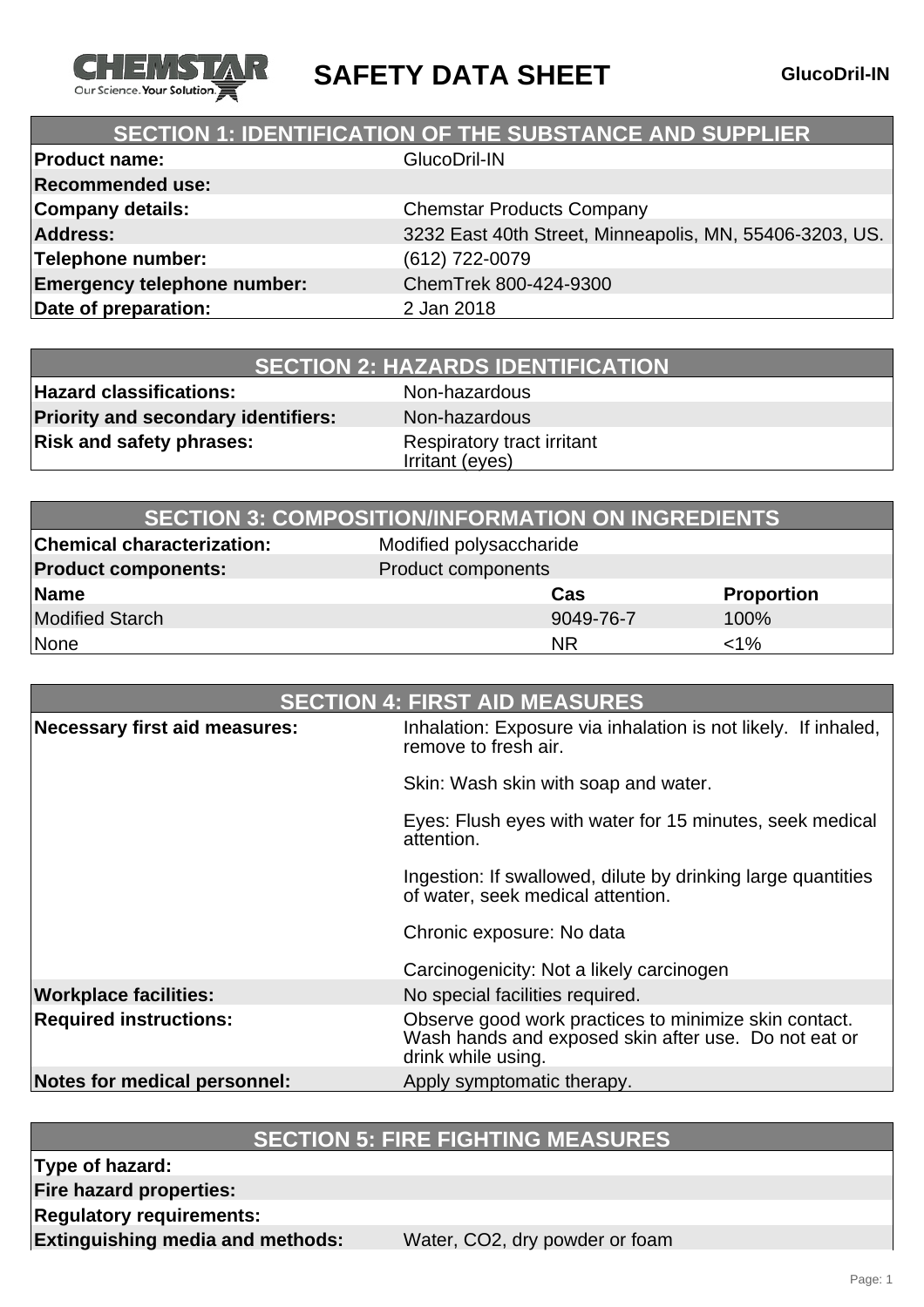# SAFETY DATA SHEET

**GlucoDril-IN**

## SECTION 1: IDENTIFICATION OF THE SUBSTANCE AND SUPPLIER

| | |
|---|---|
| **Product name:** | GlucoDril-IN |
| **Recommended use:** | |
| **Company details:** | Chemstar Products Company |
| **Address:** | 3232 East 40th Street, Minneapolis, MN, 55406-3203, US. |
| **Telephone number:** | (612) 722-0079 |
| **Emergency telephone number:** | ChemTrek 800-424-9300 |
| **Date of preparation:** | 2 Jan 2018 |

## SECTION 2: HAZARDS IDENTIFICATION

| | |
|---|---|
| **Hazard classifications:** | Non-hazardous |
| **Priority and secondary identifiers:** | Non-hazardous |
| **Risk and safety phrases:** | Respiratory tract irritant<br>Irritant (eyes) |

## SECTION 3: COMPOSITION/INFORMATION ON INGREDIENTS

| | | |
|---|---|---|
| **Chemical characterization:** | Modified polysaccharide | |
| **Product components:** | Product components | |
| **Name** | **Cas** | **Proportion** |
| Modified Starch | 9049-76-7 | 100% |
| None | NR | <1% |

## SECTION 4: FIRST AID MEASURES

| | |
|---|---|
| **Necessary first aid measures:** | Inhalation: Exposure via inhalation is not likely. If inhaled, remove to fresh air.<br><br>Skin: Wash skin with soap and water.<br><br>Eyes: Flush eyes with water for 15 minutes, seek medical attention.<br><br>Ingestion: If swallowed, dilute by drinking large quantities of water, seek medical attention.<br><br>Chronic exposure: No data<br><br>Carcinogenicity: Not a likely carcinogen |
| **Workplace facilities:** | No special facilities required. |
| **Required instructions:** | Observe good work practices to minimize skin contact. Wash hands and exposed skin after use. Do not eat or drink while using. |
| **Notes for medical personnel:** | Apply symptomatic therapy. |

## SECTION 5: FIRE FIGHTING MEASURES

| | |
|---|---|
| **Type of hazard:** | |
| **Fire hazard properties:** | |
| **Regulatory requirements:** | |
| **Extinguishing media and methods:** | Water, $CO_2$, dry powder or foam |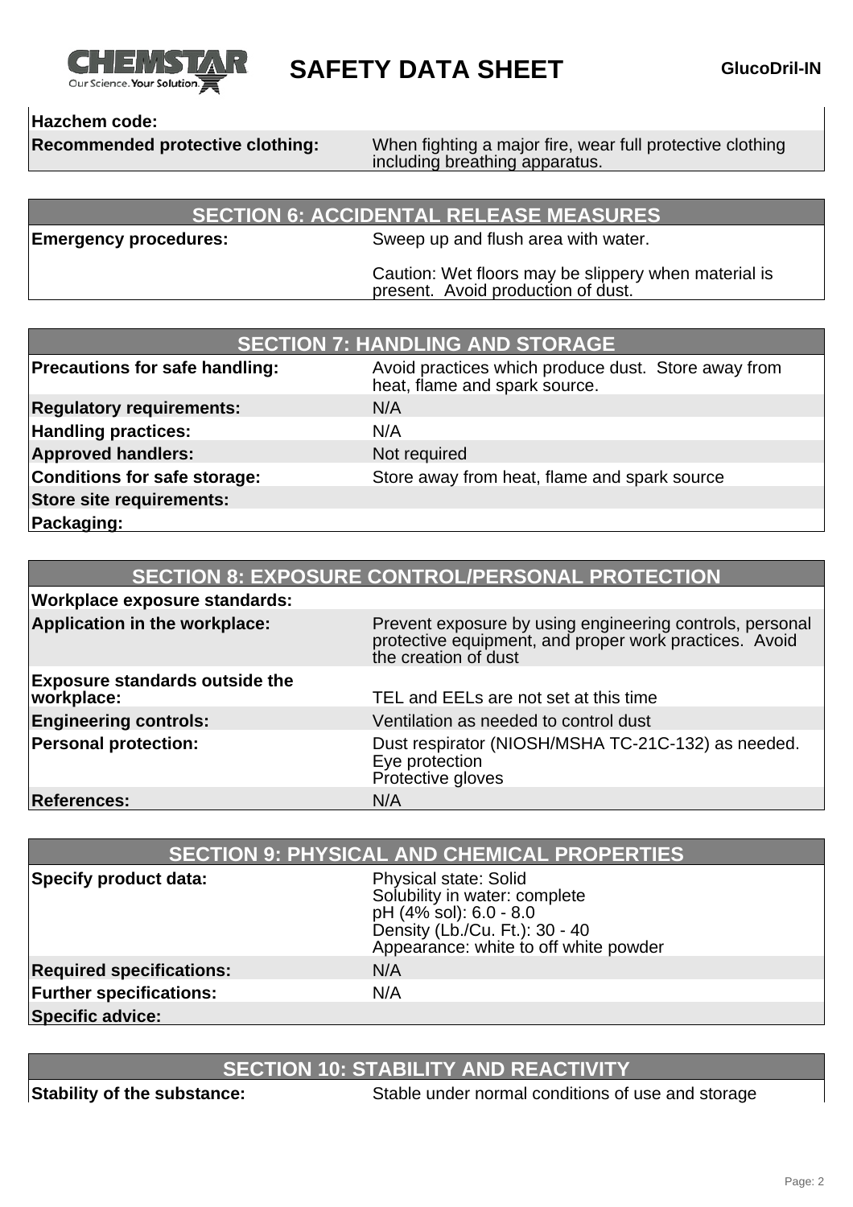| | |
|---|---|
| **Hazchem code:** | |
| **Recommended protective clothing:** | When fighting a major fire, wear full protective clothing including breathing apparatus. |

## SECTION 6: ACCIDENTAL RELEASE MEASURES

| | |
|---|---|
| **Emergency procedures:** | Sweep up and flush area with water.<br><br>Caution: Wet floors may be slippery when material is present. Avoid production of dust. |

## SECTION 7: HANDLING AND STORAGE

| | |
|---|---|
| **Precautions for safe handling:** | Avoid practices which produce dust. Store away from heat, flame and spark source. |
| **Regulatory requirements:** | N/A |
| **Handling practices:** | N/A |
| **Approved handlers:** | Not required |
| **Conditions for safe storage:** | Store away from heat, flame and spark source |
| **Store site requirements:** | |
| **Packaging:** | |

## SECTION 8: EXPOSURE CONTROL/PERSONAL PROTECTION

| | |
|---|---|
| **Workplace exposure standards:** | |
| **Application in the workplace:** | Prevent exposure by using engineering controls, personal protective equipment, and proper work practices. Avoid the creation of dust |
| **Exposure standards outside the workplace:** | TEL and EELs are not set at this time |
| **Engineering controls:** | Ventilation as needed to control dust |
| **Personal protection:** | Dust respirator (NIOSH/MSHA TC-21C-132) as needed.<br>Eye protection<br>Protective gloves |
| **References:** | N/A |

## SECTION 9: PHYSICAL AND CHEMICAL PROPERTIES

| | |
|---|---|
| **Specify product data:** | Physical state: Solid<br>Solubility in water: complete<br>pH (4% sol): 6.0 - 8.0<br>Density (Lb./Cu. Ft.): 30 - 40<br>Appearance: white to off white powder |
| **Required specifications:** | N/A |
| **Further specifications:** | N/A |
| **Specific advice:** | |

## SECTION 10: STABILITY AND REACTIVITY

| | |
|---|---|
| **Stability of the substance:** | Stable under normal conditions of use and storage |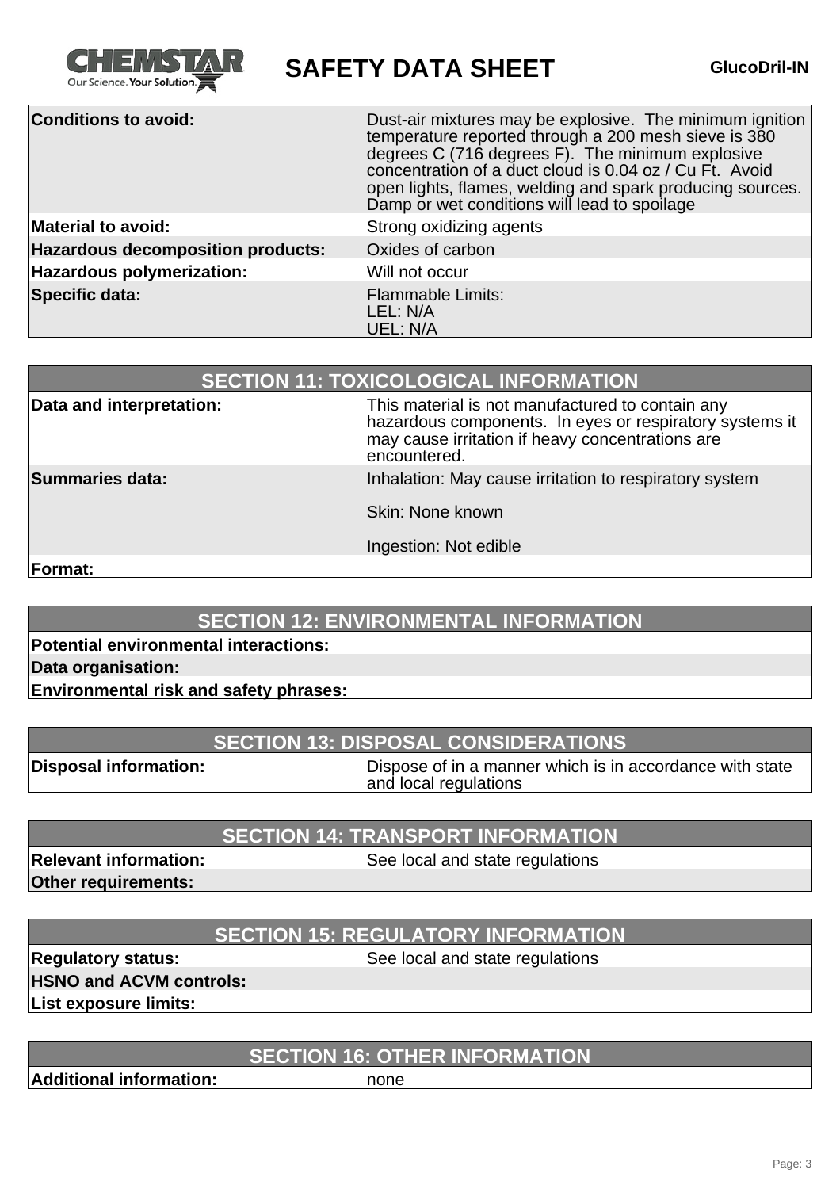| | |
|---|---|
| **Conditions to avoid:** | Dust-air mixtures may be explosive. The minimum ignition temperature reported through a 200 mesh sieve is 380 degrees C (716 degrees F). The minimum explosive concentration of a duct cloud is 0.04 oz / Cu Ft. Avoid open lights, flames, welding and spark producing sources. Damp or wet conditions will lead to spoilage |
| **Material to avoid:** | Strong oxidizing agents |
| **Hazardous decomposition products:** | Oxides of carbon |
| **Hazardous polymerization:** | Will not occur |
| **Specific data:** | Flammable Limits:<br>LEL: N/A<br>UEL: N/A |

## SECTION 11: TOXICOLOGICAL INFORMATION

| | |
|---|---|
| **Data and interpretation:** | This material is not manufactured to contain any hazardous components. In eyes or respiratory systems it may cause irritation if heavy concentrations are encountered. |
| **Summaries data:** | Inhalation: May cause irritation to respiratory system<br><br>Skin: None known<br><br>Ingestion: Not edible |
| **Format:** | |

## SECTION 12: ENVIRONMENTAL INFORMATION

| | |
|---|---|
| **Potential environmental interactions:** | |
| **Data organisation:** | |
| **Environmental risk and safety phrases:** | |

## SECTION 13: DISPOSAL CONSIDERATIONS

| | |
|---|---|
| **Disposal information:** | Dispose of in a manner which is in accordance with state and local regulations |

## SECTION 14: TRANSPORT INFORMATION

| | |
|---|---|
| **Relevant information:** | See local and state regulations |
| **Other requirements:** | |

## SECTION 15: REGULATORY INFORMATION

| | |
|---|---|
| **Regulatory status:** | See local and state regulations |
| **HSNO and ACVM controls:** | |
| **List exposure limits:** | |

## SECTION 16: OTHER INFORMATION

| | |
|---|---|
| **Additional information:** | none |